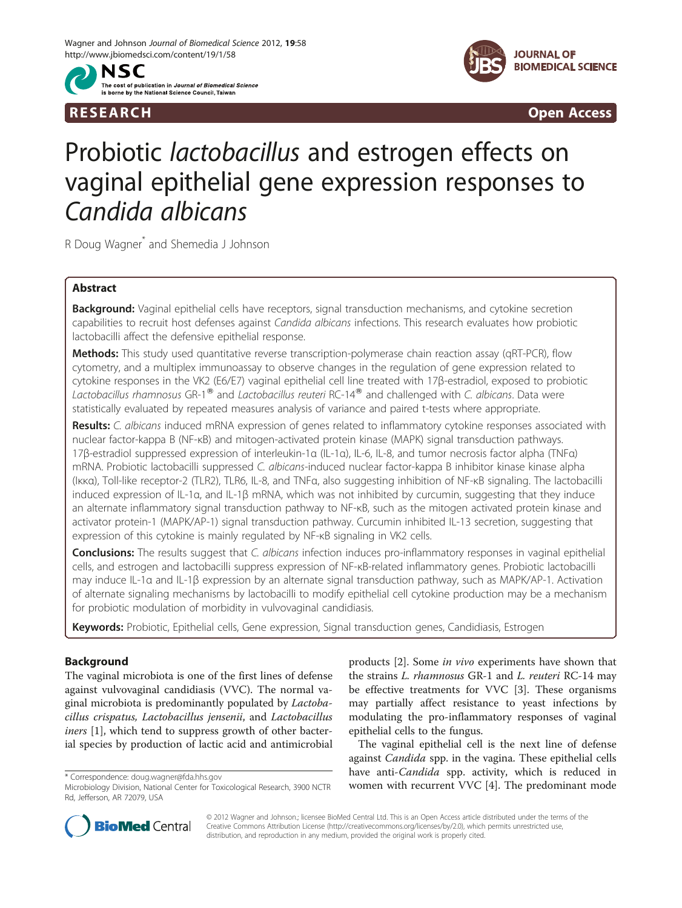**RESEARCH** **Open Access**

# Probiotic *lactobacillus* and estrogen effects on vaginal epithelial gene expression responses to *Candida albicans*

R Doug Wagner* and Shemedia J Johnson

## Abstract

**Background:** Vaginal epithelial cells have receptors, signal transduction mechanisms, and cytokine secretion capabilities to recruit host defenses against *Candida albicans* infections. This research evaluates how probiotic lactobacilli affect the defensive epithelial response.

**Methods:** This study used quantitative reverse transcription-polymerase chain reaction assay (qRT-PCR), flow cytometry, and a multiplex immunoassay to observe changes in the regulation of gene expression related to cytokine responses in the VK2 (E6/E7) vaginal epithelial cell line treated with 17β-estradiol, exposed to probiotic *Lactobacillus rhamnosus* GR-1® and *Lactobacillus reuteri* RC-14® and challenged with *C. albicans*. Data were statistically evaluated by repeated measures analysis of variance and paired t-tests where appropriate.

**Results:** *C. albicans* induced mRNA expression of genes related to inflammatory cytokine responses associated with nuclear factor-kappa B (NF-κB) and mitogen-activated protein kinase (MAPK) signal transduction pathways. 17β-estradiol suppressed expression of interleukin-1α (IL-1α), IL-6, IL-8, and tumor necrosis factor alpha (TNFα) mRNA. Probiotic lactobacilli suppressed *C. albicans*-induced nuclear factor-kappa B inhibitor kinase kinase alpha (Iκκα), Toll-like receptor-2 (TLR2), TLR6, IL-8, and TNFα, also suggesting inhibition of NF-κB signaling. The lactobacilli induced expression of IL-1α, and IL-1β mRNA, which was not inhibited by curcumin, suggesting that they induce an alternate inflammatory signal transduction pathway to NF-κB, such as the mitogen activated protein kinase and activator protein-1 (MAPK/AP-1) signal transduction pathway. Curcumin inhibited IL-13 secretion, suggesting that expression of this cytokine is mainly regulated by NF-κB signaling in VK2 cells.

**Conclusions:** The results suggest that *C. albicans* infection induces pro-inflammatory responses in vaginal epithelial cells, and estrogen and lactobacilli suppress expression of NF-κB-related inflammatory genes. Probiotic lactobacilli may induce IL-1α and IL-1β expression by an alternate signal transduction pathway, such as MAPK/AP-1. Activation of alternate signaling mechanisms by lactobacilli to modify epithelial cell cytokine production may be a mechanism for probiotic modulation of morbidity in vulvovaginal candidiasis.

**Keywords:** Probiotic, Epithelial cells, Gene expression, Signal transduction genes, Candidiasis, Estrogen

## Background

The vaginal microbiota is one of the first lines of defense against vulvovaginal candidiasis (VVC). The normal vaginal microbiota is predominantly populated by *Lactobacillus crispatus*, *Lactobacillus jensenii*, and *Lactobacillus iners* [1], which tend to suppress growth of other bacterial species by production of lactic acid and antimicrobial products [2]. Some *in vivo* experiments have shown that the strains *L. rhamnosus* GR-1 and *L. reuteri* RC-14 may be effective treatments for VVC [3]. These organisms may partially affect resistance to yeast infections by modulating the pro-inflammatory responses of vaginal epithelial cells to the fungus.

The vaginal epithelial cell is the next line of defense against *Candida* spp. in the vagina. These epithelial cells have anti-*Candida* spp. activity, which is reduced in women with recurrent VVC [4]. The predominant mode

\* Correspondence: doug.wagner@fda.hhs.gov
Microbiology Division, National Center for Toxicological Research, 3900 NCTR Rd, Jefferson, AR 72079, USA

© 2012 Wagner and Johnson.; licensee BioMed Central Ltd. This is an Open Access article distributed under the terms of the Creative Commons Attribution License (http://creativecommons.org/licenses/by/2.0), which permits unrestricted use, distribution, and reproduction in any medium, provided the original work is properly cited.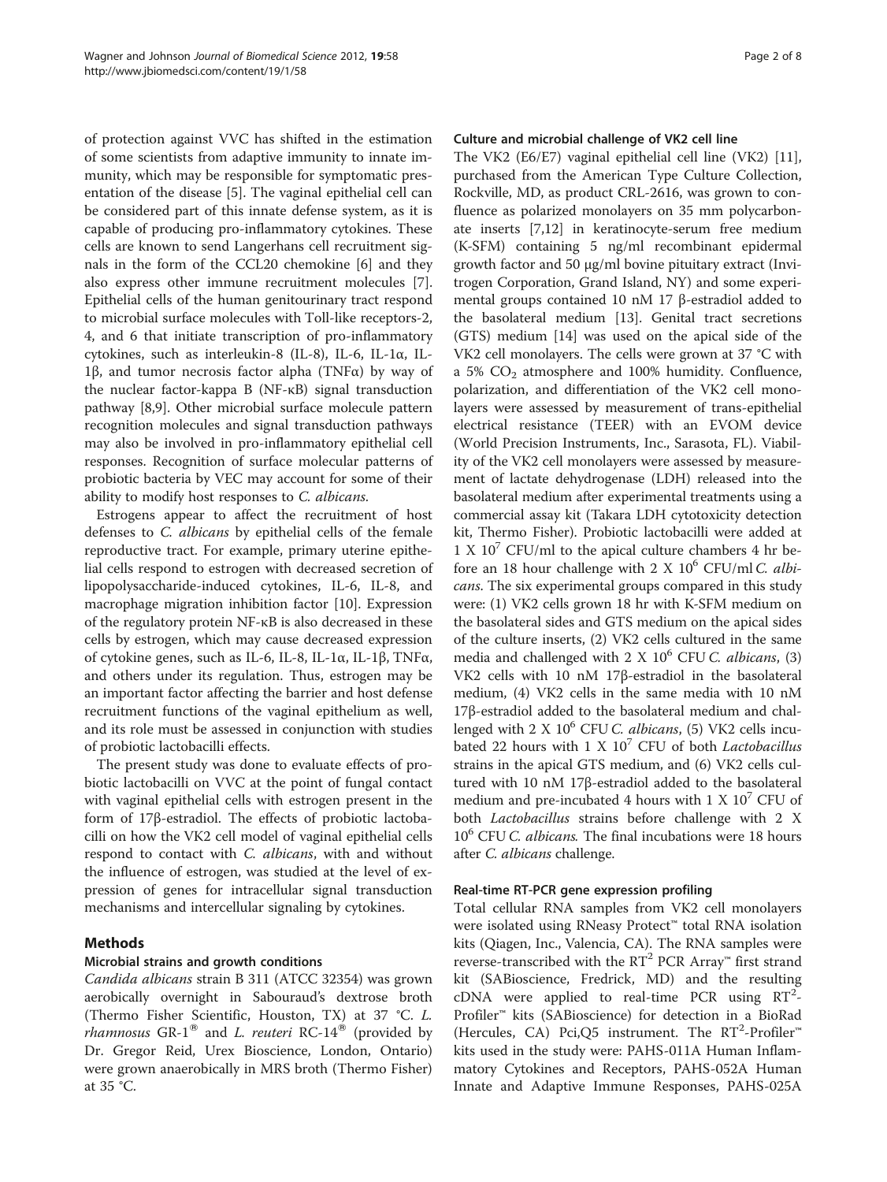of protection against VVC has shifted in the estimation of some scientists from adaptive immunity to innate immunity, which may be responsible for symptomatic presentation of the disease [5]. The vaginal epithelial cell can be considered part of this innate defense system, as it is capable of producing pro-inflammatory cytokines. These cells are known to send Langerhans cell recruitment signals in the form of the CCL20 chemokine [6] and they also express other immune recruitment molecules [7]. Epithelial cells of the human genitourinary tract respond to microbial surface molecules with Toll-like receptors-2, 4, and 6 that initiate transcription of pro-inflammatory cytokines, such as interleukin-8 (IL-8), IL-6, IL-1α, IL-1β, and tumor necrosis factor alpha (TNFα) by way of the nuclear factor-kappa B (NF-κB) signal transduction pathway [8,9]. Other microbial surface molecule pattern recognition molecules and signal transduction pathways may also be involved in pro-inflammatory epithelial cell responses. Recognition of surface molecular patterns of probiotic bacteria by VEC may account for some of their ability to modify host responses to *C. albicans*.

Estrogens appear to affect the recruitment of host defenses to *C. albicans* by epithelial cells of the female reproductive tract. For example, primary uterine epithelial cells respond to estrogen with decreased secretion of lipopolysaccharide-induced cytokines, IL-6, IL-8, and macrophage migration inhibition factor [10]. Expression of the regulatory protein NF-κB is also decreased in these cells by estrogen, which may cause decreased expression of cytokine genes, such as IL-6, IL-8, IL-1α, IL-1β, TNFα, and others under its regulation. Thus, estrogen may be an important factor affecting the barrier and host defense recruitment functions of the vaginal epithelium as well, and its role must be assessed in conjunction with studies of probiotic lactobacilli effects.

The present study was done to evaluate effects of probiotic lactobacilli on VVC at the point of fungal contact with vaginal epithelial cells with estrogen present in the form of 17β-estradiol. The effects of probiotic lactobacilli on how the VK2 cell model of vaginal epithelial cells respond to contact with *C. albicans*, with and without the influence of estrogen, was studied at the level of expression of genes for intracellular signal transduction mechanisms and intercellular signaling by cytokines.

## Methods

### Microbial strains and growth conditions

*Candida albicans* strain B 311 (ATCC 32354) was grown aerobically overnight in Sabouraud's dextrose broth (Thermo Fisher Scientific, Houston, TX) at 37 °C. *L. rhamnosus* GR-1® and *L. reuteri* RC-14® (provided by Dr. Gregor Reid, Urex Bioscience, London, Ontario) were grown anaerobically in MRS broth (Thermo Fisher) at 35 °C.

### Culture and microbial challenge of VK2 cell line

The VK2 (E6/E7) vaginal epithelial cell line (VK2) [11], purchased from the American Type Culture Collection, Rockville, MD, as product CRL-2616, was grown to confluence as polarized monolayers on 35 mm polycarbonate inserts [7,12] in keratinocyte-serum free medium (K-SFM) containing 5 ng/ml recombinant epidermal growth factor and 50 μg/ml bovine pituitary extract (Invitrogen Corporation, Grand Island, NY) and some experimental groups contained 10 nM 17 β-estradiol added to the basolateral medium [13]. Genital tract secretions (GTS) medium [14] was used on the apical side of the VK2 cell monolayers. The cells were grown at 37 °C with a 5% $CO_2$ atmosphere and 100% humidity. Confluence, polarization, and differentiation of the VK2 cell monolayers were assessed by measurement of trans-epithelial electrical resistance (TEER) with an EVOM device (World Precision Instruments, Inc., Sarasota, FL). Viability of the VK2 cell monolayers were assessed by measurement of lactate dehydrogenase (LDH) released into the basolateral medium after experimental treatments using a commercial assay kit (Takara LDH cytotoxicity detection kit, Thermo Fisher). Probiotic lactobacilli were added at $1 \times 10^7$ CFU/ml to the apical culture chambers 4 hr before an 18 hour challenge with $2 \times 10^6$ CFU/ml *C. albicans*. The six experimental groups compared in this study were: (1) VK2 cells grown 18 hr with K-SFM medium on the basolateral sides and GTS medium on the apical sides of the culture inserts, (2) VK2 cells cultured in the same media and challenged with $2 \times 10^6$ CFU *C. albicans*, (3) VK2 cells with 10 nM 17β-estradiol in the basolateral medium, (4) VK2 cells in the same media with 10 nM 17β-estradiol added to the basolateral medium and challenged with $2 \times 10^6$ CFU *C. albicans*, (5) VK2 cells incubated 22 hours with $1 \times 10^7$ CFU of both *Lactobacillus* strains in the apical GTS medium, and (6) VK2 cells cultured with 10 nM 17β-estradiol added to the basolateral medium and pre-incubated 4 hours with $1 \times 10^7$ CFU of both *Lactobacillus* strains before challenge with $2 \times 10^6$ CFU *C. albicans*. The final incubations were 18 hours after *C. albicans* challenge.

### Real-time RT-PCR gene expression profiling

Total cellular RNA samples from VK2 cell monolayers were isolated using RNeasy Protect™ total RNA isolation kits (Qiagen, Inc., Valencia, CA). The RNA samples were reverse-transcribed with the RT² PCR Array™ first strand kit (SABioscience, Fredrick, MD) and the resulting cDNA were applied to real-time PCR using RT²-Profiler™ kits (SABioscience) for detection in a BioRad (Hercules, CA) Pci,Q5 instrument. The RT²-Profiler™ kits used in the study were: PAHS-011A Human Inflammatory Cytokines and Receptors, PAHS-052A Human Innate and Adaptive Immune Responses, PAHS-025A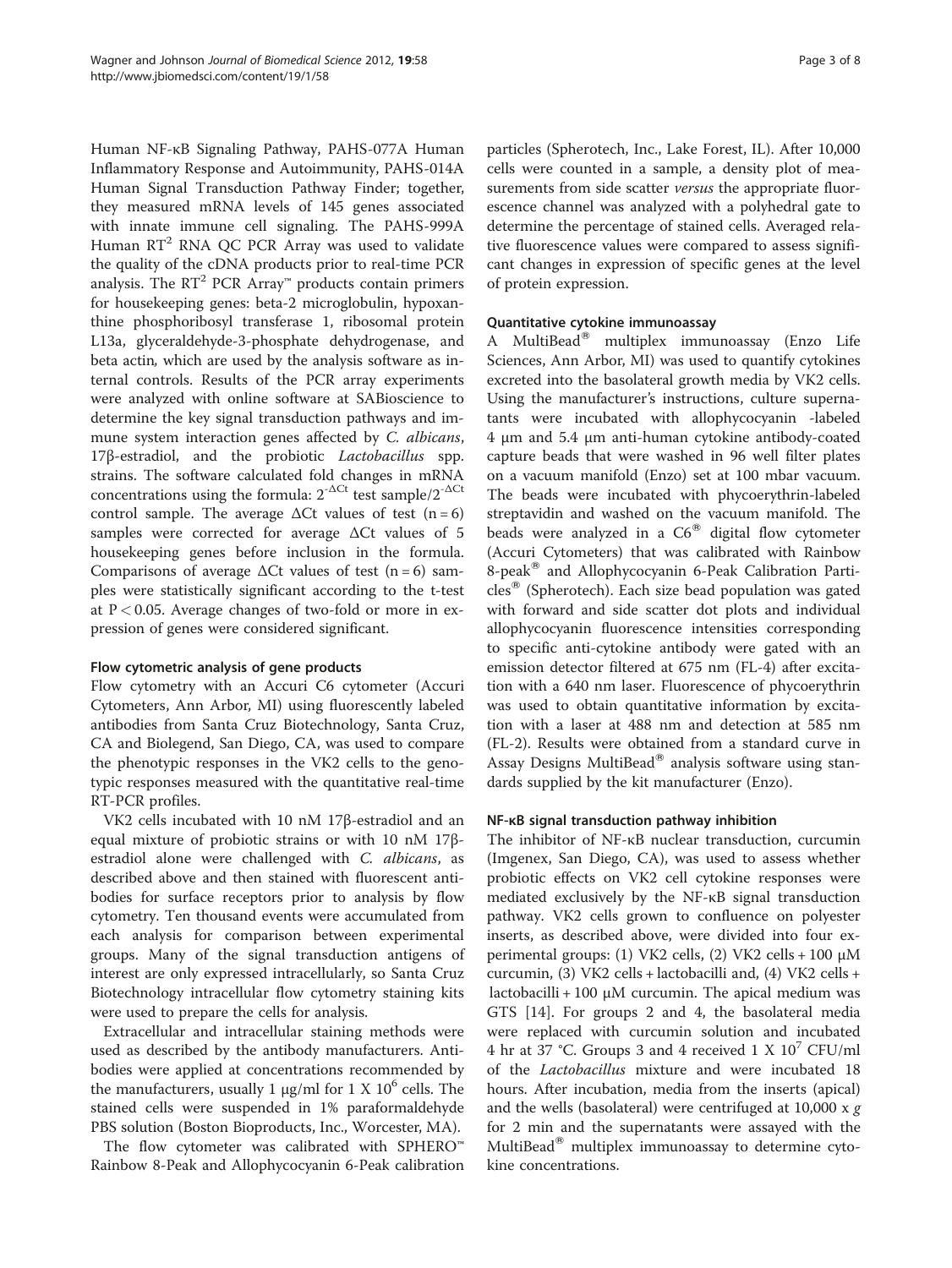Human NF-κB Signaling Pathway, PAHS-077A Human Inflammatory Response and Autoimmunity, PAHS-014A Human Signal Transduction Pathway Finder; together, they measured mRNA levels of 145 genes associated with innate immune cell signaling. The PAHS-999A Human $RT^2$ RNA QC PCR Array was used to validate the quality of the cDNA products prior to real-time PCR analysis. The $RT^2$ PCR Array™ products contain primers for housekeeping genes: beta-2 microglobulin, hypoxanthine phosphoribosyl transferase 1, ribosomal protein L13a, glyceraldehyde-3-phosphate dehydrogenase, and beta actin, which are used by the analysis software as internal controls. Results of the PCR array experiments were analyzed with online software at SABioscience to determine the key signal transduction pathways and immune system interaction genes affected by *C. albicans*, 17β-estradiol, and the probiotic *Lactobacillus* spp. strains. The software calculated fold changes in mRNA concentrations using the formula: $2^{-\Delta Ct}$ test sample/$2^{-\Delta Ct}$ control sample. The average ΔCt values of test ($n = 6$) samples were corrected for average ΔCt values of 5 housekeeping genes before inclusion in the formula. Comparisons of average ΔCt values of test ($n = 6$) samples were statistically significant according to the t-test at $P < 0.05$. Average changes of two-fold or more in expression of genes were considered significant.

### Flow cytometric analysis of gene products

Flow cytometry with an Accuri C6 cytometer (Accuri Cytometers, Ann Arbor, MI) using fluorescently labeled antibodies from Santa Cruz Biotechnology, Santa Cruz, CA and Biolegend, San Diego, CA, was used to compare the phenotypic responses in the VK2 cells to the genotypic responses measured with the quantitative real-time RT-PCR profiles.

VK2 cells incubated with 10 nM 17β-estradiol and an equal mixture of probiotic strains or with 10 nM 17β-estradiol alone were challenged with *C. albicans*, as described above and then stained with fluorescent antibodies for surface receptors prior to analysis by flow cytometry. Ten thousand events were accumulated from each analysis for comparison between experimental groups. Many of the signal transduction antigens of interest are only expressed intracellularly, so Santa Cruz Biotechnology intracellular flow cytometry staining kits were used to prepare the cells for analysis.

Extracellular and intracellular staining methods were used as described by the antibody manufacturers. Antibodies were applied at concentrations recommended by the manufacturers, usually 1 μg/ml for 1 X $10^6$ cells. The stained cells were suspended in 1% paraformaldehyde PBS solution (Boston Bioproducts, Inc., Worcester, MA).

The flow cytometer was calibrated with SPHERO™ Rainbow 8-Peak and Allophycocyanin 6-Peak calibration particles (Spherotech, Inc., Lake Forest, IL). After 10,000 cells were counted in a sample, a density plot of measurements from side scatter *versus* the appropriate fluorescence channel was analyzed with a polyhedral gate to determine the percentage of stained cells. Averaged relative fluorescence values were compared to assess significant changes in expression of specific genes at the level of protein expression.

### Quantitative cytokine immunoassay

A MultiBead® multiplex immunoassay (Enzo Life Sciences, Ann Arbor, MI) was used to quantify cytokines excreted into the basolateral growth media by VK2 cells. Using the manufacturer's instructions, culture supernatants were incubated with allophycocyanin -labeled 4 μm and 5.4 μm anti-human cytokine antibody-coated capture beads that were washed in 96 well filter plates on a vacuum manifold (Enzo) set at 100 mbar vacuum. The beads were incubated with phycoerythrin-labeled streptavidin and washed on the vacuum manifold. The beads were analyzed in a C6® digital flow cytometer (Accuri Cytometers) that was calibrated with Rainbow 8-peak® and Allophycocyanin 6-Peak Calibration Particles® (Spherotech). Each size bead population was gated with forward and side scatter dot plots and individual allophycocyanin fluorescence intensities corresponding to specific anti-cytokine antibody were gated with an emission detector filtered at 675 nm (FL-4) after excitation with a 640 nm laser. Fluorescence of phycoerythrin was used to obtain quantitative information by excitation with a laser at 488 nm and detection at 585 nm (FL-2). Results were obtained from a standard curve in Assay Designs MultiBead® analysis software using standards supplied by the kit manufacturer (Enzo).

### NF-κB signal transduction pathway inhibition

The inhibitor of NF-κB nuclear transduction, curcumin (Imgenex, San Diego, CA), was used to assess whether probiotic effects on VK2 cell cytokine responses were mediated exclusively by the NF-κB signal transduction pathway. VK2 cells grown to confluence on polyester inserts, as described above, were divided into four experimental groups: (1) VK2 cells, (2) VK2 cells + 100 μM curcumin, (3) VK2 cells + lactobacilli and, (4) VK2 cells + lactobacilli + 100 μM curcumin. The apical medium was GTS [14]. For groups 2 and 4, the basolateral media were replaced with curcumin solution and incubated 4 hr at 37 °C. Groups 3 and 4 received 1 X $10^7$ CFU/ml of the *Lactobacillus* mixture and were incubated 18 hours. After incubation, media from the inserts (apical) and the wells (basolateral) were centrifuged at 10,000 x *g* for 2 min and the supernatants were assayed with the MultiBead® multiplex immunoassay to determine cytokine concentrations.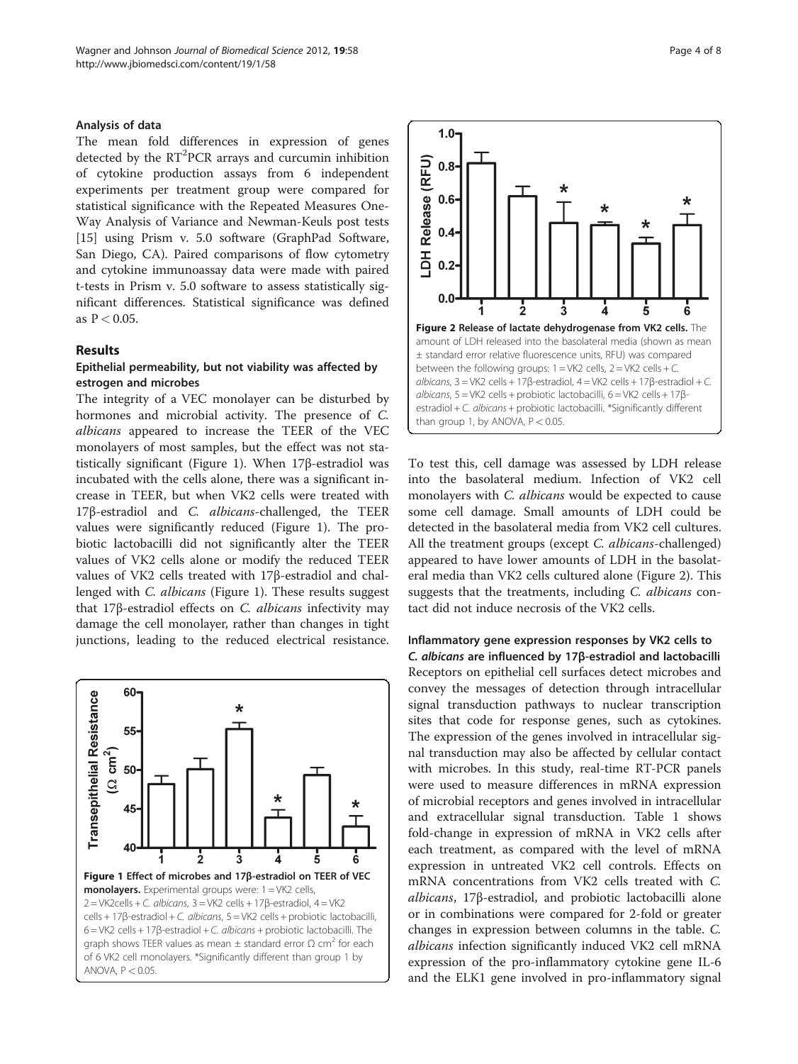### Analysis of data

The mean fold differences in expression of genes detected by the RT$^2$PCR arrays and curcumin inhibition of cytokine production assays from 6 independent experiments per treatment group were compared for statistical significance with the Repeated Measures One-Way Analysis of Variance and Newman-Keuls post tests [15] using Prism v. 5.0 software (GraphPad Software, San Diego, CA). Paired comparisons of flow cytometry and cytokine immunoassay data were made with paired t-tests in Prism v. 5.0 software to assess statistically significant differences. Statistical significance was defined as $P < 0.05$.

## Results

### Epithelial permeability, but not viability was affected by estrogen and microbes

The integrity of a VEC monolayer can be disturbed by hormones and microbial activity. The presence of *C. albicans* appeared to increase the TEER of the VEC monolayers of most samples, but the effect was not statistically significant (Figure 1). When 17β-estradiol was incubated with the cells alone, there was a significant increase in TEER, but when VK2 cells were treated with 17β-estradiol and *C. albicans*-challenged, the TEER values were significantly reduced (Figure 1). The probiotic lactobacilli did not significantly alter the TEER values of VK2 cells alone or modify the reduced TEER values of VK2 cells treated with 17β-estradiol and challenged with *C. albicans* (Figure 1). These results suggest that 17β-estradiol effects on *C. albicans* infectivity may damage the cell monolayer, rather than changes in tight junctions, leading to the reduced electrical resistance.

**Figure 1 Effect of microbes and 17β-estradiol on TEER of VEC monolayers.** Experimental groups were: 1 = VK2 cells, 2 = VK2cells + *C. albicans*, 3 = VK2 cells + 17β-estradiol, 4 = VK2 cells + 17β-estradiol + *C. albicans*, 5 = VK2 cells + probiotic lactobacilli, 6 = VK2 cells + 17β-estradiol + *C. albicans* + probiotic lactobacilli. The graph shows TEER values as mean ± standard error Ω cm$^2$ for each of 6 VK2 cell monolayers. *Significantly different than group 1 by ANOVA, $P < 0.05$.

**Figure 2 Release of lactate dehydrogenase from VK2 cells.** The amount of LDH released into the basolateral media (shown as mean ± standard error relative fluorescence units, RFU) was compared between the following groups: 1 = VK2 cells, 2 = VK2 cells + *C. albicans*, 3 = VK2 cells + 17β-estradiol, 4 = VK2 cells + 17β-estradiol + *C. albicans*, 5 = VK2 cells + probiotic lactobacilli, 6 = VK2 cells + 17β-estradiol + *C. albicans* + probiotic lactobacilli. *Significantly different than group 1, by ANOVA, $P < 0.05$.

To test this, cell damage was assessed by LDH release into the basolateral medium. Infection of VK2 cell monolayers with *C. albicans* would be expected to cause some cell damage. Small amounts of LDH could be detected in the basolateral media from VK2 cell cultures. All the treatment groups (except *C. albicans*-challenged) appeared to have lower amounts of LDH in the basolateral media than VK2 cells cultured alone (Figure 2). This suggests that the treatments, including *C. albicans* contact did not induce necrosis of the VK2 cells.

### Inflammatory gene expression responses by VK2 cells to *C. albicans* are influenced by 17β-estradiol and lactobacilli

Receptors on epithelial cell surfaces detect microbes and convey the messages of detection through intracellular signal transduction pathways to nuclear transcription sites that code for response genes, such as cytokines. The expression of the genes involved in intracellular signal transduction may also be affected by cellular contact with microbes. In this study, real-time RT-PCR panels were used to measure differences in mRNA expression of microbial receptors and genes involved in intracellular and extracellular signal transduction. Table 1 shows fold-change in expression of mRNA in VK2 cells after each treatment, as compared with the level of mRNA expression in untreated VK2 cell controls. Effects on mRNA concentrations from VK2 cells treated with *C. albicans*, 17β-estradiol, and probiotic lactobacilli alone or in combinations were compared for 2-fold or greater changes in expression between columns in the table. *C. albicans* infection significantly induced VK2 cell mRNA expression of the pro-inflammatory cytokine gene IL-6 and the ELK1 gene involved in pro-inflammatory signal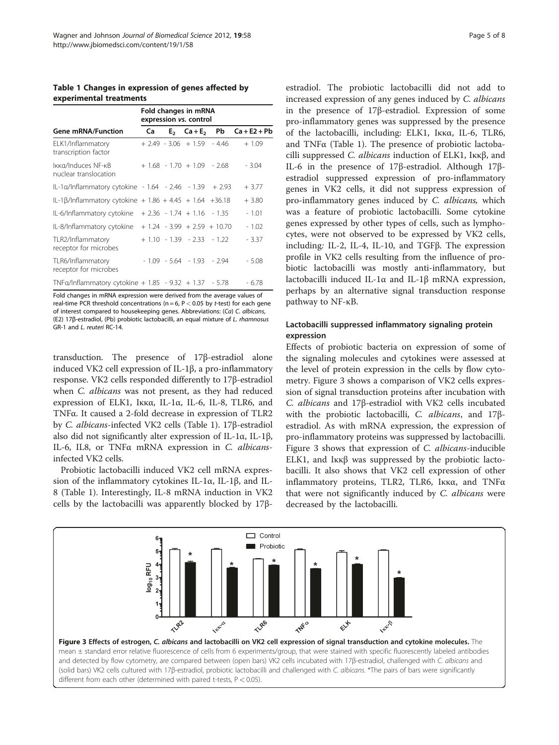**Table 1 Changes in expression of genes affected by experimental treatments**

| Gene mRNA/Function | Fold changes in mRNA expression *vs.* control | | | | |
|---|---|---|---|---|---|
| | Ca | $E_2$ | Ca + $E_2$ | Pb | Ca + E2 + Pb |
| ELK1/Inflammatory transcription factor | + 2.49 | - 3.06 | + 1.59 | - 4.46 | + 1.09 |
| Iκκα/Induces NF-κB nuclear translocation | + 1.68 | - 1.70 | + 1.09 | - 2.68 | - 3.04 |
| IL-1α/Inflammatory cytokine | - 1.64 | - 2.46 | - 1.39 | + 2.93 | + 3.77 |
| IL-1β/Inflammatory cytokine | + 1.86 | + 4.45 | + 1.64 | +36.18 | + 3.80 |
| IL-6/Inflammatory cytokine | + 2.36 | - 1.74 | + 1.16 | - 1.35 | - 1.01 |
| IL-8/Inflammatory cytokine | + 1.24 | - 3.99 | + 2.59 | + 10.70 | - 1.02 |
| TLR2/Inflammatory receptor for microbes | + 1.10 | - 1.39 | - 2.33 | - 1.22 | - 3.37 |
| TLR6/Inflammatory receptor for microbes | - 1.09 | - 5.64 | - 1.93 | - 2.94 | - 5.08 |
| TNFα/Inflammatory cytokine | + 1.85 | - 9.32 | + 1.37 | - 5.78 | - 6.78 |

Fold changes in mRNA expression were derived from the average values of real-time PCR threshold concentrations (n = 6, $P < 0.05$ by *t*-test) for each gene of interest compared to housekeeping genes. Abbreviations: (*Ca*) *C. albicans*, (E2) 17β-estradiol, (Pb) probiotic lactobacilli, an equal mixture of *L. rhamnosus* GR-1 and *L. reuteri* RC-14.

transduction. The presence of 17β-estradiol alone induced VK2 cell expression of IL-1β, a pro-inflammatory response. VK2 cells responded differently to 17β-estradiol when *C. albicans* was not present, as they had reduced expression of ELK1, Iκκα, IL-1α, IL-6, IL-8, TLR6, and TNFα. It caused a 2-fold decrease in expression of TLR2 by *C. albicans*-infected VK2 cells (Table 1). 17β-estradiol also did not significantly alter expression of IL-1α, IL-1β, IL-6, IL8, or TNFα mRNA expression in *C. albicans*-infected VK2 cells.

Probiotic lactobacilli induced VK2 cell mRNA expression of the inflammatory cytokines IL-1α, IL-1β, and IL-8 (Table 1). Interestingly, IL-8 mRNA induction in VK2 cells by the lactobacilli was apparently blocked by 17β-estradiol. The probiotic lactobacilli did not add to increased expression of any genes induced by *C. albicans* in the presence of 17β-estradiol. Expression of some pro-inflammatory genes was suppressed by the presence of the lactobacilli, including: ELK1, Iκκα, IL-6, TLR6, and TNFα (Table 1). The presence of probiotic lactobacilli suppressed *C. albicans* induction of ELK1, Iκκβ, and IL-6 in the presence of 17β-estradiol. Although 17β-estradiol suppressed expression of pro-inflammatory genes in VK2 cells, it did not suppress expression of pro-inflammatory genes induced by *C. albicans,* which was a feature of probiotic lactobacilli. Some cytokine genes expressed by other types of cells, such as lymphocytes, were not observed to be expressed by VK2 cells, including*:* IL-2, IL-4, IL-10, and TGFβ. The expression profile in VK2 cells resulting from the influence of probiotic lactobacilli was mostly anti-inflammatory, but lactobacilli induced IL-1α and IL-1β mRNA expression, perhaps by an alternative signal transduction response pathway to NF-κB.

### Lactobacilli suppressed inflammatory signaling protein expression

Effects of probiotic bacteria on expression of some of the signaling molecules and cytokines were assessed at the level of protein expression in the cells by flow cytometry. Figure 3 shows a comparison of VK2 cells expression of signal transduction proteins after incubation with *C. albicans* and 17β-estradiol with VK2 cells incubated with the probiotic lactobacilli, *C. albicans*, and 17β-estradiol. As with mRNA expression, the expression of pro-inflammatory proteins was suppressed by lactobacilli. Figure 3 shows that expression of *C. albicans*-inducible ELK1, and Iκκβ was suppressed by the probiotic lactobacilli. It also shows that VK2 cell expression of other inflammatory proteins, TLR2, TLR6, Iκκα, and TNFα that were not significantly induced by *C. albicans* were decreased by the lactobacilli.

**Figure 3 Effects of estrogen, *C. albicans* and lactobacilli on VK2 cell expression of signal transduction and cytokine molecules.** The mean ± standard error relative fluorescence of cells from 6 experiments/group, that were stained with specific fluorescently labeled antibodies and detected by flow cytometry, are compared between (open bars) VK2 cells incubated with 17β-estradiol, challenged with *C. albicans* and (solid bars) VK2 cells cultured with 17β-estradiol, probiotic lactobacilli and challenged with *C. albicans*. *The pairs of bars were significantly different from each other (determined with paired t-tests, $P < 0.05$).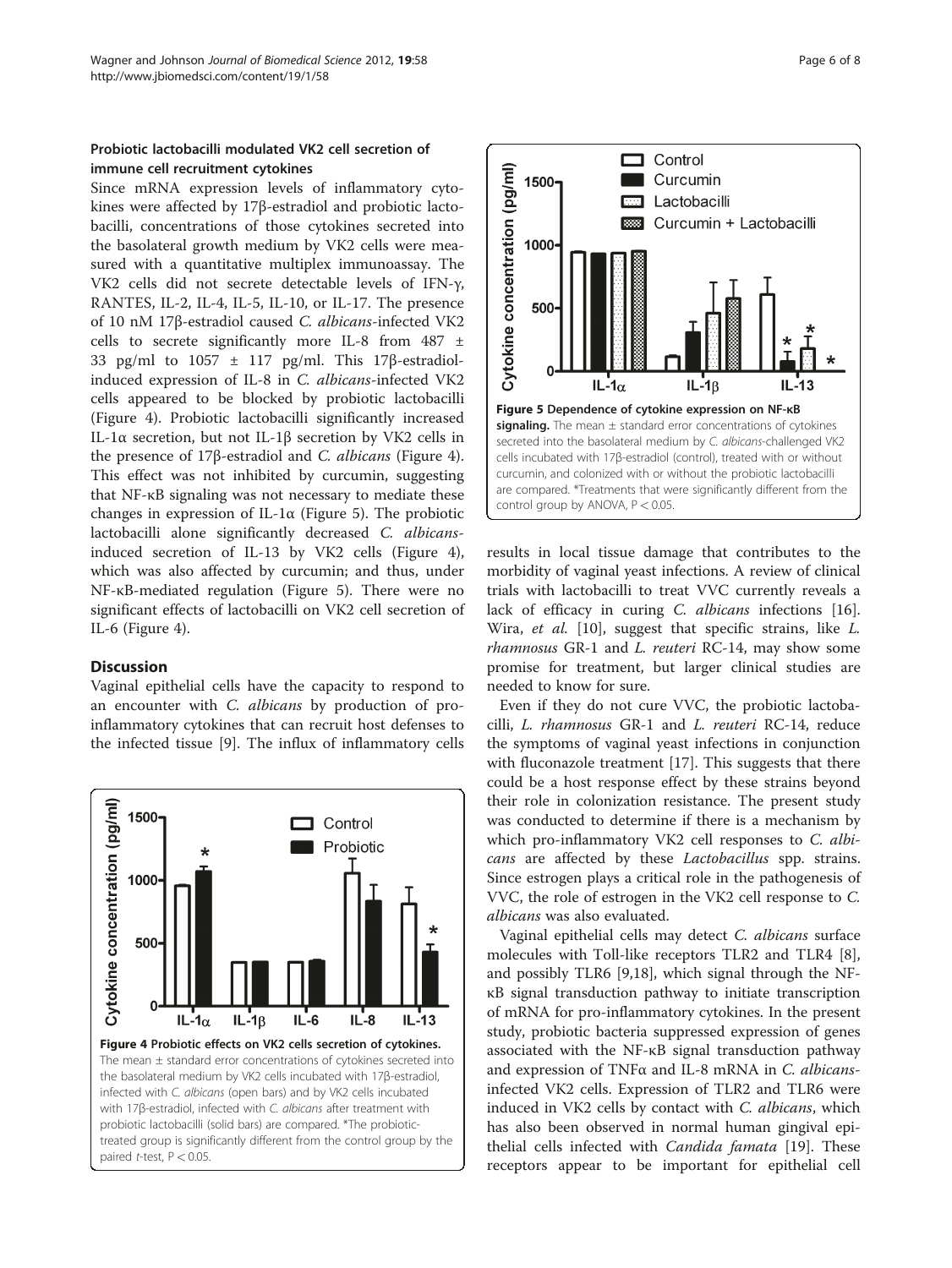### Probiotic lactobacilli modulated VK2 cell secretion of immune cell recruitment cytokines

Since mRNA expression levels of inflammatory cytokines were affected by 17β-estradiol and probiotic lactobacilli, concentrations of those cytokines secreted into the basolateral growth medium by VK2 cells were measured with a quantitative multiplex immunoassay. The VK2 cells did not secrete detectable levels of IFN-γ, RANTES, IL-2, IL-4, IL-5, IL-10, or IL-17. The presence of 10 nM 17β-estradiol caused *C. albicans*-infected VK2 cells to secrete significantly more IL-8 from 487 ± 33 pg/ml to 1057 ± 117 pg/ml. This 17β-estradiol-induced expression of IL-8 in *C. albicans*-infected VK2 cells appeared to be blocked by probiotic lactobacilli (Figure 4). Probiotic lactobacilli significantly increased IL-1α secretion, but not IL-1β secretion by VK2 cells in the presence of 17β-estradiol and *C. albicans* (Figure 4). This effect was not inhibited by curcumin, suggesting that NF-κB signaling was not necessary to mediate these changes in expression of IL-1α (Figure 5). The probiotic lactobacilli alone significantly decreased *C. albicans*-induced secretion of IL-13 by VK2 cells (Figure 4), which was also affected by curcumin; and thus, under NF-κB-mediated regulation (Figure 5). There were no significant effects of lactobacilli on VK2 cell secretion of IL-6 (Figure 4).

## Discussion

Vaginal epithelial cells have the capacity to respond to an encounter with *C. albicans* by production of pro-inflammatory cytokines that can recruit host defenses to the infected tissue [9]. The influx of inflammatory cells results in local tissue damage that contributes to the morbidity of vaginal yeast infections. A review of clinical trials with lactobacilli to treat VVC currently reveals a lack of efficacy in curing *C. albicans* infections [16]. Wira, *et al.* [10], suggest that specific strains, like *L. rhamnosus* GR-1 and *L. reuteri* RC-14, may show some promise for treatment, but larger clinical studies are needed to know for sure.

**Figure 4 Probiotic effects on VK2 cells secretion of cytokines.** The mean ± standard error concentrations of cytokines secreted into the basolateral medium by VK2 cells incubated with 17β-estradiol, infected with *C. albicans* (open bars) and by VK2 cells incubated with 17β-estradiol, infected with *C. albicans* after treatment with probiotic lactobacilli (solid bars) are compared. *The probiotic-treated group is significantly different from the control group by the paired *t*-test, P < 0.05.

**Figure 5 Dependence of cytokine expression on NF-κB signaling.** The mean ± standard error concentrations of cytokines secreted into the basolateral medium by *C. albicans*-challenged VK2 cells incubated with 17β-estradiol (control), treated with or without curcumin, and colonized with or without the probiotic lactobacilli are compared. *Treatments that were significantly different from the control group by ANOVA, P < 0.05.

Even if they do not cure VVC, the probiotic lactobacilli, *L. rhamnosus* GR-1 and *L. reuteri* RC-14, reduce the symptoms of vaginal yeast infections in conjunction with fluconazole treatment [17]. This suggests that there could be a host response effect by these strains beyond their role in colonization resistance. The present study was conducted to determine if there is a mechanism by which pro-inflammatory VK2 cell responses to *C. albicans* are affected by these *Lactobacillus* spp. strains. Since estrogen plays a critical role in the pathogenesis of VVC, the role of estrogen in the VK2 cell response to *C. albicans* was also evaluated.

Vaginal epithelial cells may detect *C. albicans* surface molecules with Toll-like receptors TLR2 and TLR4 [8], and possibly TLR6 [9,18], which signal through the NF-κB signal transduction pathway to initiate transcription of mRNA for pro-inflammatory cytokines. In the present study, probiotic bacteria suppressed expression of genes associated with the NF-κB signal transduction pathway and expression of TNFα and IL-8 mRNA in *C. albicans*-infected VK2 cells. Expression of TLR2 and TLR6 were induced in VK2 cells by contact with *C. albicans*, which has also been observed in normal human gingival epithelial cells infected with *Candida famata* [19]. These receptors appear to be important for epithelial cell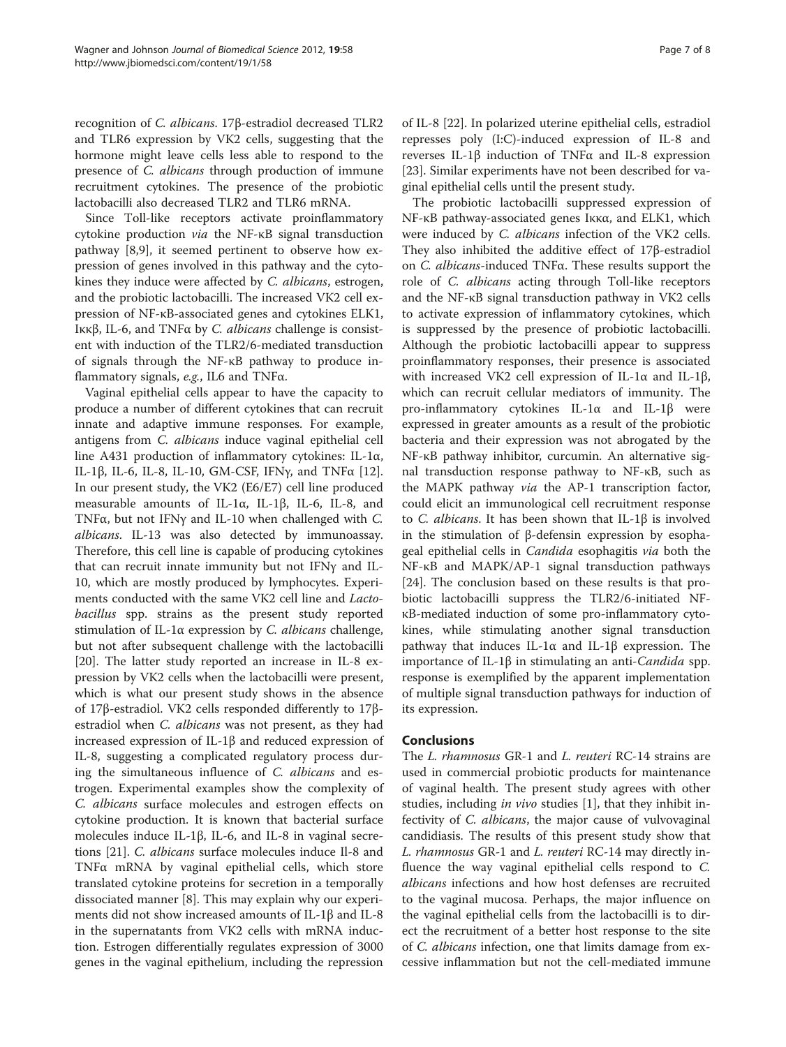recognition of *C. albicans*. 17β-estradiol decreased TLR2 and TLR6 expression by VK2 cells, suggesting that the hormone might leave cells less able to respond to the presence of *C. albicans* through production of immune recruitment cytokines. The presence of the probiotic lactobacilli also decreased TLR2 and TLR6 mRNA.

Since Toll-like receptors activate proinflammatory cytokine production *via* the NF-κB signal transduction pathway [8,9], it seemed pertinent to observe how expression of genes involved in this pathway and the cytokines they induce were affected by *C. albicans*, estrogen, and the probiotic lactobacilli. The increased VK2 cell expression of NF-κB-associated genes and cytokines ELK1, Iκκβ, IL-6, and TNFα by *C. albicans* challenge is consistent with induction of the TLR2/6-mediated transduction of signals through the NF-κB pathway to produce inflammatory signals, *e.g.*, IL6 and TNFα.

Vaginal epithelial cells appear to have the capacity to produce a number of different cytokines that can recruit innate and adaptive immune responses. For example, antigens from *C. albicans* induce vaginal epithelial cell line A431 production of inflammatory cytokines: IL-1α, IL-1β, IL-6, IL-8, IL-10, GM-CSF, IFNγ, and TNFα [12]. In our present study, the VK2 (E6/E7) cell line produced measurable amounts of IL-1α, IL-1β, IL-6, IL-8, and TNFα, but not IFNγ and IL-10 when challenged with *C. albicans*. IL-13 was also detected by immunoassay. Therefore, this cell line is capable of producing cytokines that can recruit innate immunity but not IFNγ and IL-10, which are mostly produced by lymphocytes. Experiments conducted with the same VK2 cell line and *Lactobacillus* spp. strains as the present study reported stimulation of IL-1α expression by *C. albicans* challenge, but not after subsequent challenge with the lactobacilli [20]. The latter study reported an increase in IL-8 expression by VK2 cells when the lactobacilli were present, which is what our present study shows in the absence of 17β-estradiol. VK2 cells responded differently to 17β-estradiol when *C. albicans* was not present, as they had increased expression of IL-1β and reduced expression of IL-8, suggesting a complicated regulatory process during the simultaneous influence of *C. albicans* and estrogen. Experimental examples show the complexity of *C. albicans* surface molecules and estrogen effects on cytokine production. It is known that bacterial surface molecules induce IL-1β, IL-6, and IL-8 in vaginal secretions [21]. *C. albicans* surface molecules induce Il-8 and TNFα mRNA by vaginal epithelial cells, which store translated cytokine proteins for secretion in a temporally dissociated manner [8]. This may explain why our experiments did not show increased amounts of IL-1β and IL-8 in the supernatants from VK2 cells with mRNA induction. Estrogen differentially regulates expression of 3000 genes in the vaginal epithelium, including the repression of IL-8 [22]. In polarized uterine epithelial cells, estradiol represses poly (I:C)-induced expression of IL-8 and reverses IL-1β induction of TNFα and IL-8 expression [23]. Similar experiments have not been described for vaginal epithelial cells until the present study.

The probiotic lactobacilli suppressed expression of NF-κB pathway-associated genes Iκκα, and ELK1, which were induced by *C. albicans* infection of the VK2 cells. They also inhibited the additive effect of 17β-estradiol on *C. albicans*-induced TNFα. These results support the role of *C. albicans* acting through Toll-like receptors and the NF-κB signal transduction pathway in VK2 cells to activate expression of inflammatory cytokines, which is suppressed by the presence of probiotic lactobacilli. Although the probiotic lactobacilli appear to suppress proinflammatory responses, their presence is associated with increased VK2 cell expression of IL-1α and IL-1β, which can recruit cellular mediators of immunity. The pro-inflammatory cytokines IL-1α and IL-1β were expressed in greater amounts as a result of the probiotic bacteria and their expression was not abrogated by the NF-κB pathway inhibitor, curcumin. An alternative signal transduction response pathway to NF-κB, such as the MAPK pathway *via* the AP-1 transcription factor, could elicit an immunological cell recruitment response to *C. albicans*. It has been shown that IL-1β is involved in the stimulation of β-defensin expression by esophageal epithelial cells in *Candida* esophagitis *via* both the NF-κB and MAPK/AP-1 signal transduction pathways [24]. The conclusion based on these results is that probiotic lactobacilli suppress the TLR2/6-initiated NF-κB-mediated induction of some pro-inflammatory cytokines, while stimulating another signal transduction pathway that induces IL-1α and IL-1β expression. The importance of IL-1β in stimulating an anti-*Candida* spp. response is exemplified by the apparent implementation of multiple signal transduction pathways for induction of its expression.

## Conclusions

The *L. rhamnosus* GR-1 and *L. reuteri* RC-14 strains are used in commercial probiotic products for maintenance of vaginal health. The present study agrees with other studies, including *in vivo* studies [1], that they inhibit infectivity of *C. albicans*, the major cause of vulvovaginal candidiasis. The results of this present study show that *L. rhamnosus* GR-1 and *L. reuteri* RC-14 may directly influence the way vaginal epithelial cells respond to *C. albicans* infections and how host defenses are recruited to the vaginal mucosa. Perhaps, the major influence on the vaginal epithelial cells from the lactobacilli is to direct the recruitment of a better host response to the site of *C. albicans* infection, one that limits damage from excessive inflammation but not the cell-mediated immune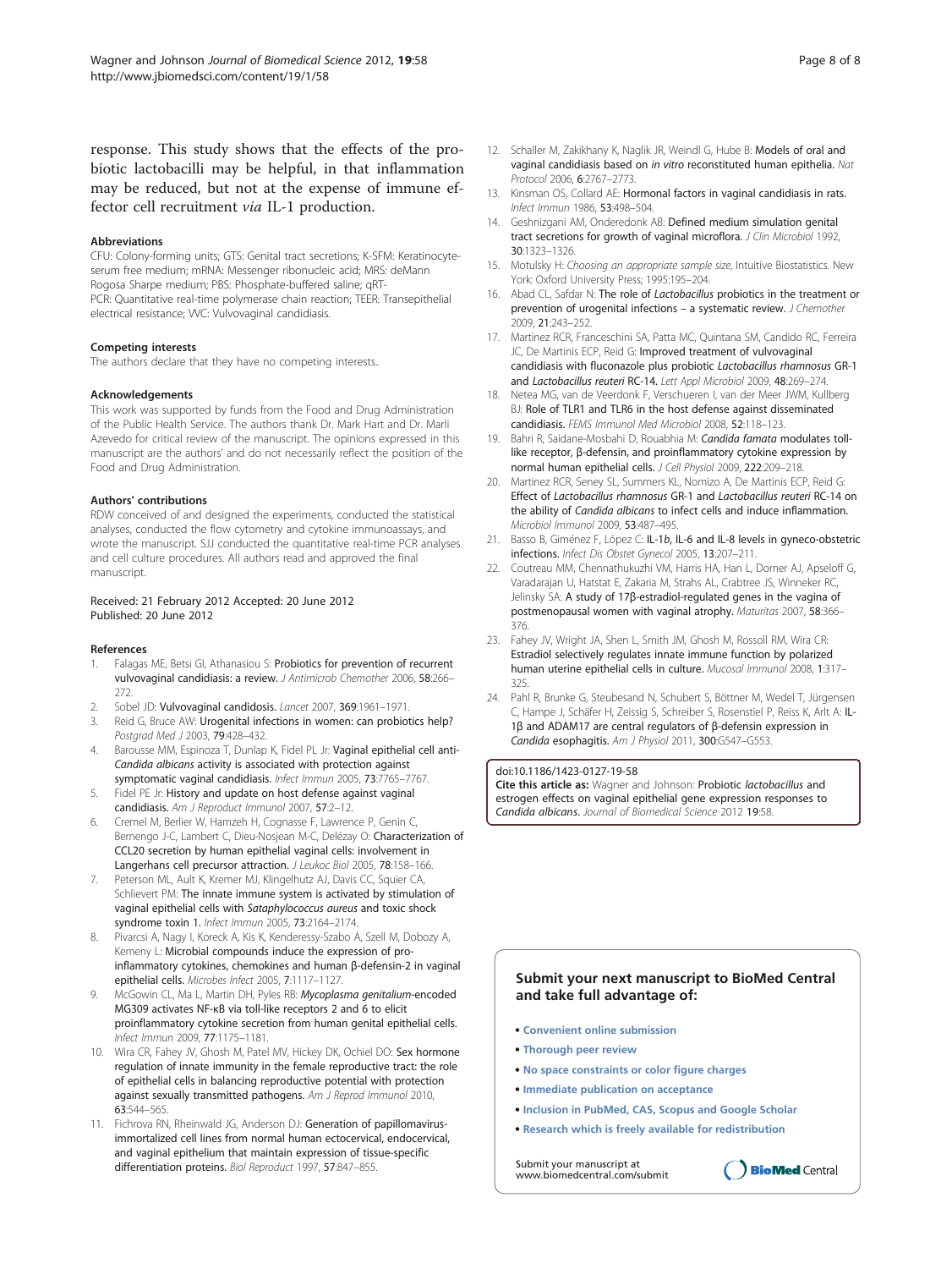response. This study shows that the effects of the probiotic lactobacilli may be helpful, in that inflammation may be reduced, but not at the expense of immune effector cell recruitment *via* IL-1 production.

#### Abbreviations

CFU: Colony-forming units; GTS: Genital tract secretions; K-SFM: Keratinocyte-serum free medium; mRNA: Messenger ribonucleic acid; MRS: deMann Rogosa Sharpe medium; PBS: Phosphate-buffered saline; qRT-PCR: Quantitative real-time polymerase chain reaction; TEER: Transepithelial electrical resistance; VVC: Vulvovaginal candidiasis.

#### Competing interests

The authors declare that they have no competing interests..

#### Acknowledgements

This work was supported by funds from the Food and Drug Administration of the Public Health Service. The authors thank Dr. Mark Hart and Dr. Marli Azevedo for critical review of the manuscript. The opinions expressed in this manuscript are the authors' and do not necessarily reflect the position of the Food and Drug Administration.

#### Authors' contributions

RDW conceived of and designed the experiments, conducted the statistical analyses, conducted the flow cytometry and cytokine immunoassays, and wrote the manuscript. SJJ conducted the quantitative real-time PCR analyses and cell culture procedures. All authors read and approved the final manuscript.

Received: 21 February 2012 Accepted: 20 June 2012
Published: 20 June 2012

#### References

1. Falagas ME, Betsi GI, Athanasiou S: **Probiotics for prevention of recurrent vulvovaginal candidiasis: a review.** *J Antimicrob Chemother* 2006, **58**:266–272.
2. Sobel JD: **Vulvovaginal candidosis.** *Lancet* 2007, **369**:1961–1971.
3. Reid G, Bruce AW: **Urogenital infections in women: can probiotics help?** *Postgrad Med J* 2003, **79**:428–432.
4. Barousse MM, Espinoza T, Dunlap K, Fidel PL Jr: **Vaginal epithelial cell anti-*Candida albicans* activity is associated with protection against symptomatic vaginal candidiasis.** *Infect Immun* 2005, **73**:7765–7767.
5. Fidel PE Jr: **History and update on host defense against vaginal candidiasis.** *Am J Reproduct Immunol* 2007, **57**:2–12.
6. Cremel M, Berlier W, Hamzeh H, Cognasse F, Lawrence P, Genin C, Bernengo J-C, Lambert C, Dieu-Nosjean M-C, Delézay O: **Characterization of CCL20 secretion by human epithelial vaginal cells: involvement in Langerhans cell precursor attraction.** *J Leukoc Biol* 2005, **78**:158–166.
7. Peterson ML, Ault K, Kremer MJ, Klingelhutz AJ, Davis CC, Squier CA, Schlievert PM: **The innate immune system is activated by stimulation of vaginal epithelial cells with *Sataphylococcus aureus* and toxic shock syndrome toxin 1.** *Infect Immun* 2005, **73**:2164–2174.
8. Pivarcsi A, Nagy I, Koreck A, Kis K, Kenderessy-Szabo A, Szell M, Dobozy A, Kemeny L: **Microbial compounds induce the expression of pro-inflammatory cytokines, chemokines and human β-defensin-2 in vaginal epithelial cells.** *Microbes Infect* 2005, **7**:1117–1127.
9. McGowin CL, Ma L, Martin DH, Pyles RB: ***Mycoplasma genitalium*-encoded MG309 activates NF-κB via toll-like receptors 2 and 6 to elicit proinflammatory cytokine secretion from human genital epithelial cells.** *Infect Immun* 2009, **77**:1175–1181.
10. Wira CR, Fahey JV, Ghosh M, Patel MV, Hickey DK, Ochiel DO: **Sex hormone regulation of innate immunity in the female reproductive tract: the role of epithelial cells in balancing reproductive potential with protection against sexually transmitted pathogens.** *Am J Reprod Immunol* 2010, **63**:544–565.
11. Fichrova RN, Rheinwald JG, Anderson DJ: **Generation of papillomavirus-immortalized cell lines from normal human ectocervical, endocervical, and vaginal epithelium that maintain expression of tissue-specific differentiation proteins.** *Biol Reproduct* 1997, **57**:847–855.
12. Schaller M, Zakikhany K, Naglik JR, Weindl G, Hube B: **Models of oral and vaginal candidiasis based on *in vitro* reconstituted human epithelia.** *Nat Protocol* 2006, **6**:2767–2773.
13. Kinsman OS, Collard AE: **Hormonal factors in vaginal candidiasis in rats.** *Infect Immun* 1986, **53**:498–504.
14. Geshnizgani AM, Onderedonk AB: **Defined medium simulation genital tract secretions for growth of vaginal microflora.** *J Clin Microbiol* 1992, **30**:1323–1326.
15. Motulsky H: *Choosing an appropriate sample size*, Intuitive Biostatistics. New York: Oxford University Press; 1995:195–204.
16. Abad CL, Safdar N: **The role of *Lactobacillus* probiotics in the treatment or prevention of urogenital infections – a systematic review.** *J Chemother* 2009, **21**:243–252.
17. Martinez RCR, Franceschini SA, Patta MC, Quintana SM, Candido RC, Ferreira JC, De Martinis ECP, Reid G: **Improved treatment of vulvovaginal candidiasis with fluconazole plus probiotic *Lactobacillus rhamnosus* GR-1 and *Lactobacillus reuteri* RC-14.** *Lett Appl Microbiol* 2009, **48**:269–274.
18. Netea MG, van de Veerdonk F, Verschueren I, van der Meer JWM, Kullberg BJ: **Role of TLR1 and TLR6 in the host defense against disseminated candidiasis.** *FEMS Immunol Med Microbiol* 2008, **52**:118–123.
19. Bahri R, Saidane-Mosbahi D, Rouabhia M: ***Candida famata* modulates toll-like receptor, β-defensin, and proinflammatory cytokine expression by normal human epithelial cells.** *J Cell Physiol* 2009, **222**:209–218.
20. Martinez RCR, Seney SL, Summers KL, Nomizo A, De Martinis ECP, Reid G: **Effect of *Lactobacillus rhamnosus* GR-1 and *Lactobacillus reuteri* RC-14 on the ability of *Candida albicans* to infect cells and induce inflammation.** *Microbiol Immunol* 2009, **53**:487–495.
21. Basso B, Giménez F, López C: **IL-1*b*, IL-6 and IL-8 levels in gyneco-obstetric infections.** *Infect Dis Obstet Gynecol* 2005, **13**:207–211.
22. Coutreau MM, Chennathukuzhi VM, Harris HA, Han L, Dorner AJ, Apseloff G, Varadarajan U, Hatstat E, Zakaria M, Strahs AL, Crabtree JS, Winneker RC, Jelinsky SA: **A study of 17β-estradiol-regulated genes in the vagina of postmenopausal women with vaginal atrophy.** *Maturitas* 2007, **58**:366–376.
23. Fahey JV, Wright JA, Shen L, Smith JM, Ghosh M, Rossoll RM, Wira CR: **Estradiol selectively regulates innate immune function by polarized human uterine epithelial cells in culture.** *Mucosal Immunol* 2008, **1**:317–325.
24. Pahl R, Brunke G, Steubesand N, Schubert S, Böttner M, Wedel T, Jürgensen C, Hampe J, Schäfer H, Zeissig S, Schreiber S, Rosenstiel P, Reiss K, Arlt A: **IL-1β and ADAM17 are central regulators of β-defensin expression in *Candida* esophagitis.** *Am J Physiol* 2011, **300**:G547–G553.

doi:10.1186/1423-0127-19-58
**Cite this article as:** Wagner and Johnson: Probiotic *lactobacillus* and estrogen effects on vaginal epithelial gene expression responses to *Candida albicans*. *Journal of Biomedical Science* 2012 **19**:58.

**Submit your next manuscript to BioMed Central and take full advantage of:**

- Convenient online submission
- Thorough peer review
- No space constraints or color figure charges
- Immediate publication on acceptance
- Inclusion in PubMed, CAS, Scopus and Google Scholar
- Research which is freely available for redistribution

Submit your manuscript at
www.biomedcentral.com/submit

BioMed Central